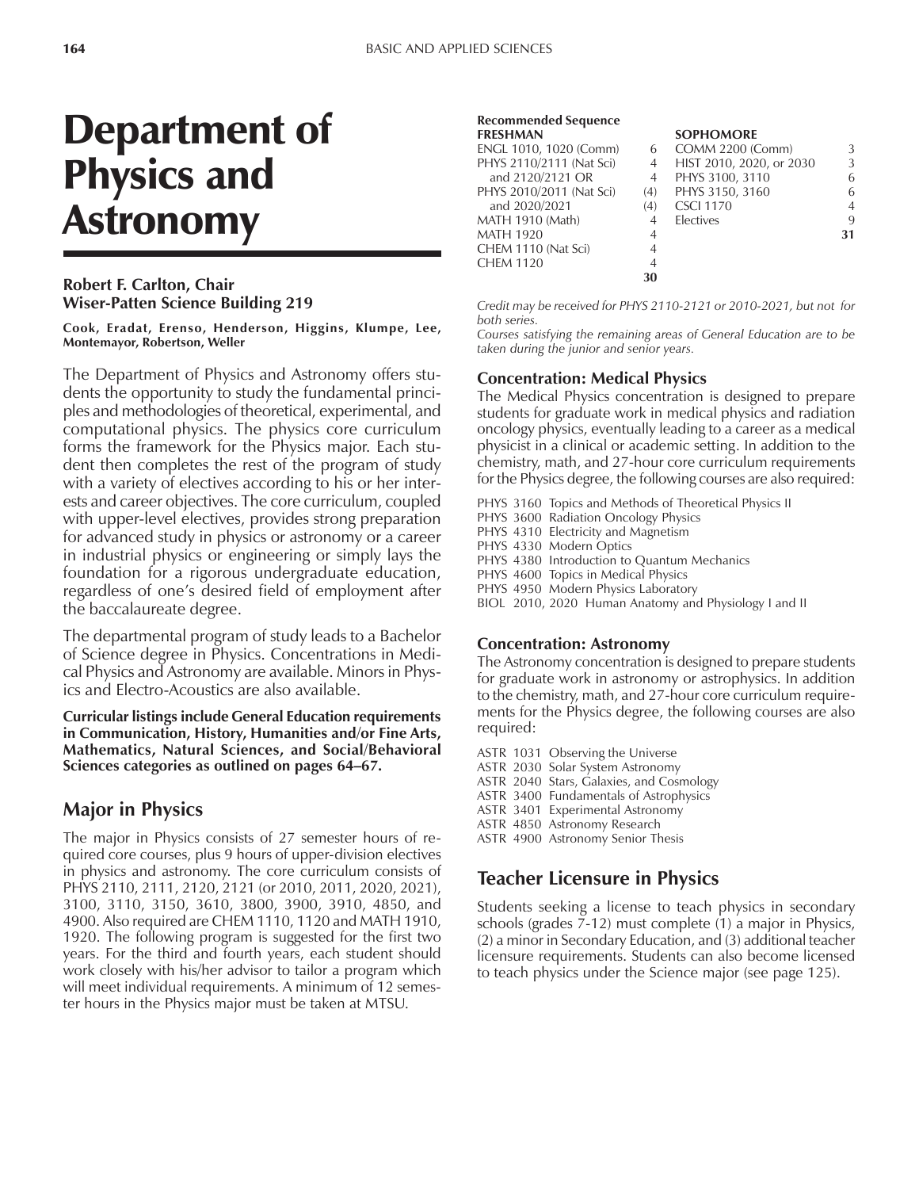# Department of Physics and Astronomy

**Robert F. Carlton, Chair**
**Wiser-Patten Science Building 219**

**Cook, Eradat, Erenso, Henderson, Higgins, Klumpe, Lee, Montemayor, Robertson, Weller**

The Department of Physics and Astronomy offers students the opportunity to study the fundamental principles and methodologies of theoretical, experimental, and computational physics. The physics core curriculum forms the framework for the Physics major. Each student then completes the rest of the program of study with a variety of electives according to his or her interests and career objectives. The core curriculum, coupled with upper-level electives, provides strong preparation for advanced study in physics or astronomy or a career in industrial physics or engineering or simply lays the foundation for a rigorous undergraduate education, regardless of one's desired field of employment after the baccalaureate degree.

The departmental program of study leads to a Bachelor of Science degree in Physics. Concentrations in Medical Physics and Astronomy are available. Minors in Physics and Electro-Acoustics are also available.

**Curricular listings include General Education requirements in Communication, History, Humanities and/or Fine Arts, Mathematics, Natural Sciences, and Social/Behavioral Sciences categories as outlined on pages 64–67.**

## Major in Physics

The major in Physics consists of 27 semester hours of required core courses, plus 9 hours of upper-division electives in physics and astronomy. The core curriculum consists of PHYS 2110, 2111, 2120, 2121 (or 2010, 2011, 2020, 2021), 3100, 3110, 3150, 3610, 3800, 3900, 3910, 4850, and 4900. Also required are CHEM 1110, 1120 and MATH 1910, 1920. The following program is suggested for the first two years. For the third and fourth years, each student should work closely with his/her advisor to tailor a program which will meet individual requirements. A minimum of 12 semester hours in the Physics major must be taken at MTSU.

**Recommended Sequence**

| **FRESHMAN** | | **SOPHOMORE** | |
|---|---|---|---|
| ENGL 1010, 1020 (Comm) | 6 | COMM 2200 (Comm) | 3 |
| PHYS 2110/2111 (Nat Sci) | 4 | HIST 2010, 2020, or 2030 | 3 |
| and 2120/2121 OR | 4 | PHYS 3100, 3110 | 6 |
| PHYS 2010/2011 (Nat Sci) | (4) | PHYS 3150, 3160 | 6 |
| and 2020/2021 | (4) | CSCI 1170 | 4 |
| MATH 1910 (Math) | 4 | Electives | 9 |
| MATH 1920 | 4 | | **31** |
| CHEM 1110 (Nat Sci) | 4 | | |
| CHEM 1120 | 4 | | |
| | **30** | | |

*Credit may be received for PHYS 2110-2121 or 2010-2021, but not for both series.*
*Courses satisfying the remaining areas of General Education are to be taken during the junior and senior years.*

### Concentration: Medical Physics

The Medical Physics concentration is designed to prepare students for graduate work in medical physics and radiation oncology physics, eventually leading to a career as a medical physicist in a clinical or academic setting. In addition to the chemistry, math, and 27-hour core curriculum requirements for the Physics degree, the following courses are also required:

PHYS 3160 Topics and Methods of Theoretical Physics II
PHYS 3600 Radiation Oncology Physics
PHYS 4310 Electricity and Magnetism
PHYS 4330 Modern Optics
PHYS 4380 Introduction to Quantum Mechanics
PHYS 4600 Topics in Medical Physics
PHYS 4950 Modern Physics Laboratory
BIOL 2010, 2020 Human Anatomy and Physiology I and II

### Concentration: Astronomy

The Astronomy concentration is designed to prepare students for graduate work in astronomy or astrophysics. In addition to the chemistry, math, and 27-hour core curriculum requirements for the Physics degree, the following courses are also required:

ASTR 1031 Observing the Universe
ASTR 2030 Solar System Astronomy
ASTR 2040 Stars, Galaxies, and Cosmology
ASTR 3400 Fundamentals of Astrophysics
ASTR 3401 Experimental Astronomy
ASTR 4850 Astronomy Research
ASTR 4900 Astronomy Senior Thesis

## Teacher Licensure in Physics

Students seeking a license to teach physics in secondary schools (grades 7-12) must complete (1) a major in Physics, (2) a minor in Secondary Education, and (3) additional teacher licensure requirements. Students can also become licensed to teach physics under the Science major (see page 125).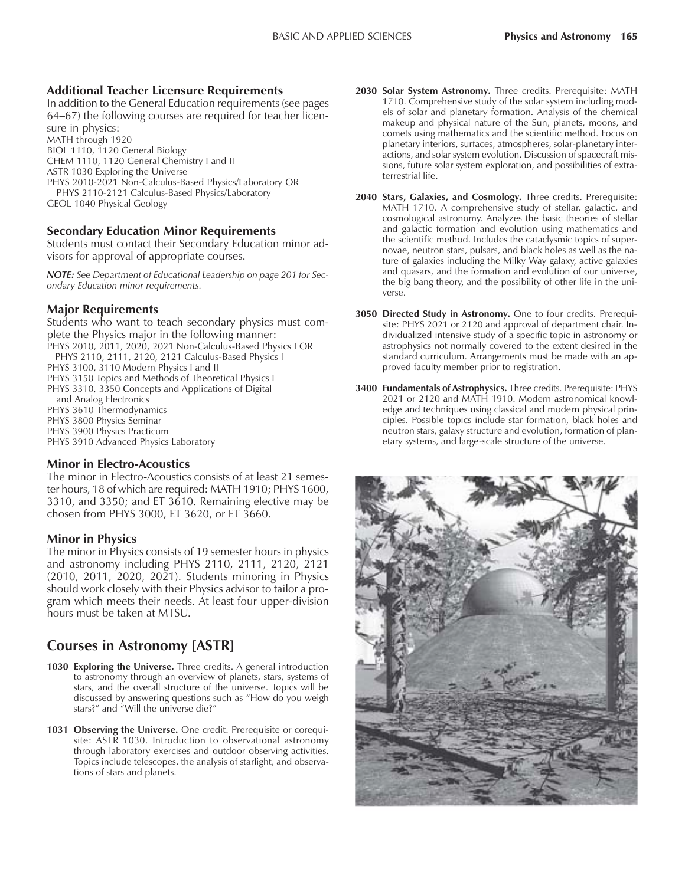### Additional Teacher Licensure Requirements

In addition to the General Education requirements (see pages 64–67) the following courses are required for teacher licensure in physics:

MATH through 1920
BIOL 1110, 1120 General Biology
CHEM 1110, 1120 General Chemistry I and II
ASTR 1030 Exploring the Universe
PHYS 2010-2021 Non-Calculus-Based Physics/Laboratory OR
PHYS 2110-2121 Calculus-Based Physics/Laboratory
GEOL 1040 Physical Geology

### Secondary Education Minor Requirements

Students must contact their Secondary Education minor advisors for approval of appropriate courses.

***NOTE:*** *See Department of Educational Leadership on page 201 for Secondary Education minor requirements.*

### Major Requirements

Students who want to teach secondary physics must complete the Physics major in the following manner:

PHYS 2010, 2011, 2020, 2021 Non-Calculus-Based Physics I OR
PHYS 2110, 2111, 2120, 2121 Calculus-Based Physics I
PHYS 3100, 3110 Modern Physics I and II
PHYS 3150 Topics and Methods of Theoretical Physics I
PHYS 3310, 3350 Concepts and Applications of Digital and Analog Electronics
PHYS 3610 Thermodynamics
PHYS 3800 Physics Seminar
PHYS 3900 Physics Practicum
PHYS 3910 Advanced Physics Laboratory

### Minor in Electro-Acoustics

The minor in Electro-Acoustics consists of at least 21 semester hours, 18 of which are required: MATH 1910; PHYS 1600, 3310, and 3350; and ET 3610. Remaining elective may be chosen from PHYS 3000, ET 3620, or ET 3660.

### Minor in Physics

The minor in Physics consists of 19 semester hours in physics and astronomy including PHYS 2110, 2111, 2120, 2121 (2010, 2011, 2020, 2021). Students minoring in Physics should work closely with their Physics advisor to tailor a program which meets their needs. At least four upper-division hours must be taken at MTSU.

## Courses in Astronomy [ASTR]

**1030 Exploring the Universe.** Three credits. A general introduction to astronomy through an overview of planets, stars, systems of stars, and the overall structure of the universe. Topics will be discussed by answering questions such as "How do you weigh stars?" and "Will the universe die?"

**1031 Observing the Universe.** One credit. Prerequisite or corequisite: ASTR 1030. Introduction to observational astronomy through laboratory exercises and outdoor observing activities. Topics include telescopes, the analysis of starlight, and observations of stars and planets.

**2030 Solar System Astronomy.** Three credits. Prerequisite: MATH 1710. Comprehensive study of the solar system including models of solar and planetary formation. Analysis of the chemical makeup and physical nature of the Sun, planets, moons, and comets using mathematics and the scientific method. Focus on planetary interiors, surfaces, atmospheres, solar-planetary interactions, and solar system evolution. Discussion of spacecraft missions, future solar system exploration, and possibilities of extraterrestrial life.

**2040 Stars, Galaxies, and Cosmology.** Three credits. Prerequisite: MATH 1710. A comprehensive study of stellar, galactic, and cosmological astronomy. Analyzes the basic theories of stellar and galactic formation and evolution using mathematics and the scientific method. Includes the cataclysmic topics of supernovae, neutron stars, pulsars, and black holes as well as the nature of galaxies including the Milky Way galaxy, active galaxies and quasars, and the formation and evolution of our universe, the big bang theory, and the possibility of other life in the universe.

**3050 Directed Study in Astronomy.** One to four credits. Prerequisite: PHYS 2021 or 2120 and approval of department chair. Individualized intensive study of a specific topic in astronomy or astrophysics not normally covered to the extent desired in the standard curriculum. Arrangements must be made with an approved faculty member prior to registration.

**3400 Fundamentals of Astrophysics.** Three credits. Prerequisite: PHYS 2021 or 2120 and MATH 1910. Modern astronomical knowledge and techniques using classical and modern physical principles. Possible topics include star formation, black holes and neutron stars, galaxy structure and evolution, formation of planetary systems, and large-scale structure of the universe.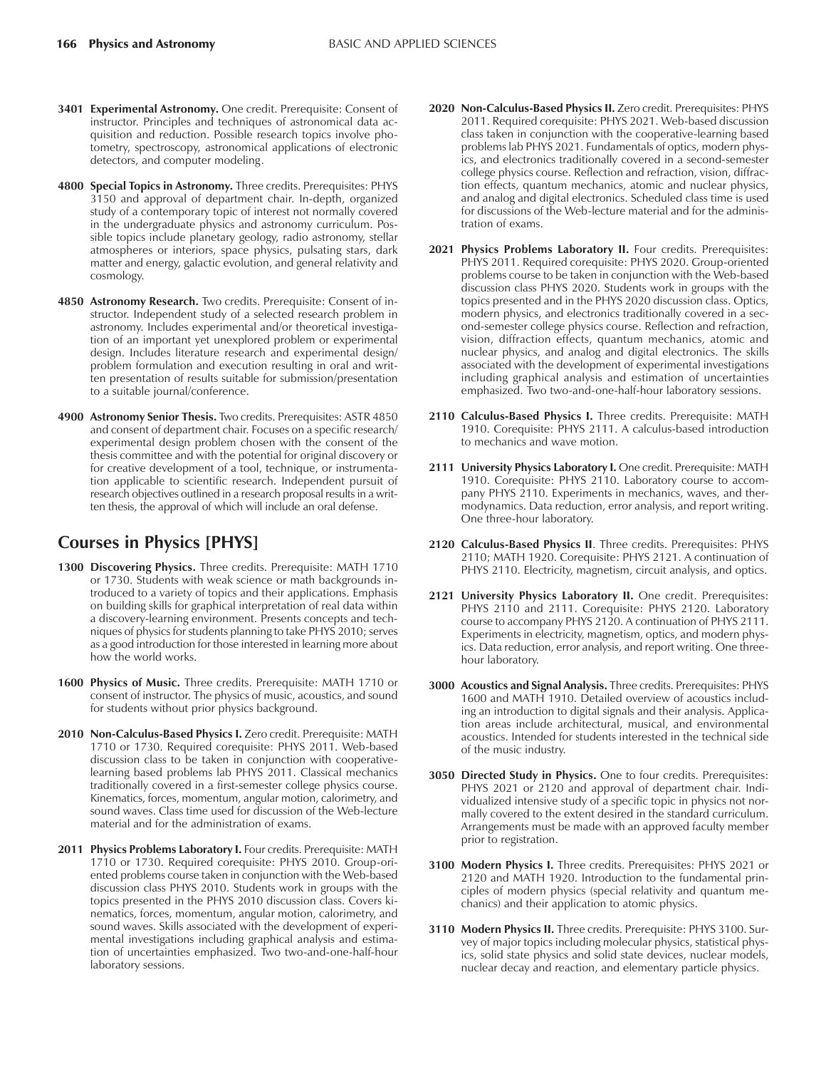**3401 Experimental Astronomy.** One credit. Prerequisite: Consent of instructor. Principles and techniques of astronomical data acquisition and reduction. Possible research topics involve photometry, spectroscopy, astronomical applications of electronic detectors, and computer modeling.

**4800 Special Topics in Astronomy.** Three credits. Prerequisites: PHYS 3150 and approval of department chair. In-depth, organized study of a contemporary topic of interest not normally covered in the undergraduate physics and astronomy curriculum. Possible topics include planetary geology, radio astronomy, stellar atmospheres or interiors, space physics, pulsating stars, dark matter and energy, galactic evolution, and general relativity and cosmology.

**4850 Astronomy Research.** Two credits. Prerequisite: Consent of instructor. Independent study of a selected research problem in astronomy. Includes experimental and/or theoretical investigation of an important yet unexplored problem or experimental design. Includes literature research and experimental design/problem formulation and execution resulting in oral and written presentation of results suitable for submission/presentation to a suitable journal/conference.

**4900 Astronomy Senior Thesis.** Two credits. Prerequisites: ASTR 4850 and consent of department chair. Focuses on a specific research/experimental design problem chosen with the consent of the thesis committee and with the potential for original discovery or for creative development of a tool, technique, or instrumentation applicable to scientific research. Independent pursuit of research objectives outlined in a research proposal results in a written thesis, the approval of which will include an oral defense.

## Courses in Physics [PHYS]

**1300 Discovering Physics.** Three credits. Prerequisite: MATH 1710 or 1730. Students with weak science or math backgrounds introduced to a variety of topics and their applications. Emphasis on building skills for graphical interpretation of real data within a discovery-learning environment. Presents concepts and techniques of physics for students planning to take PHYS 2010; serves as a good introduction for those interested in learning more about how the world works.

**1600 Physics of Music.** Three credits. Prerequisite: MATH 1710 or consent of instructor. The physics of music, acoustics, and sound for students without prior physics background.

**2010 Non-Calculus-Based Physics I.** Zero credit. Prerequisite: MATH 1710 or 1730. Required corequisite: PHYS 2011. Web-based discussion class to be taken in conjunction with cooperative-learning based problems lab PHYS 2011. Classical mechanics traditionally covered in a first-semester college physics course. Kinematics, forces, momentum, angular motion, calorimetry, and sound waves. Class time used for discussion of the Web-lecture material and for the administration of exams.

**2011 Physics Problems Laboratory I.** Four credits. Prerequisite: MATH 1710 or 1730. Required corequisite: PHYS 2010. Group-oriented problems course taken in conjunction with the Web-based discussion class PHYS 2010. Students work in groups with the topics presented in the PHYS 2010 discussion class. Covers kinematics, forces, momentum, angular motion, calorimetry, and sound waves. Skills associated with the development of experimental investigations including graphical analysis and estimation of uncertainties emphasized. Two two-and-one-half-hour laboratory sessions.

**2020 Non-Calculus-Based Physics II.** Zero credit. Prerequisites: PHYS 2011. Required corequisite: PHYS 2021. Web-based discussion class taken in conjunction with the cooperative-learning based problems lab PHYS 2021. Fundamentals of optics, modern physics, and electronics traditionally covered in a second-semester college physics course. Reflection and refraction, vision, diffraction effects, quantum mechanics, atomic and nuclear physics, and analog and digital electronics. Scheduled class time is used for discussions of the Web-lecture material and for the administration of exams.

**2021 Physics Problems Laboratory II.** Four credits. Prerequisites: PHYS 2011. Required corequisite: PHYS 2020. Group-oriented problems course to be taken in conjunction with the Web-based discussion class PHYS 2020. Students work in groups with the topics presented and in the PHYS 2020 discussion class. Optics, modern physics, and electronics traditionally covered in a second-semester college physics course. Reflection and refraction, vision, diffraction effects, quantum mechanics, atomic and nuclear physics, and analog and digital electronics. The skills associated with the development of experimental investigations including graphical analysis and estimation of uncertainties emphasized. Two two-and-one-half-hour laboratory sessions.

**2110 Calculus-Based Physics I.** Three credits. Prerequisite: MATH 1910. Corequisite: PHYS 2111. A calculus-based introduction to mechanics and wave motion.

**2111 University Physics Laboratory I.** One credit. Prerequisite: MATH 1910. Corequisite: PHYS 2110. Laboratory course to accompany PHYS 2110. Experiments in mechanics, waves, and thermodynamics. Data reduction, error analysis, and report writing. One three-hour laboratory.

**2120 Calculus-Based Physics II**. Three credits. Prerequisites: PHYS 2110; MATH 1920. Corequisite: PHYS 2121. A continuation of PHYS 2110. Electricity, magnetism, circuit analysis, and optics.

**2121 University Physics Laboratory II.** One credit. Prerequisites: PHYS 2110 and 2111. Corequisite: PHYS 2120. Laboratory course to accompany PHYS 2120. A continuation of PHYS 2111. Experiments in electricity, magnetism, optics, and modern physics. Data reduction, error analysis, and report writing. One three-hour laboratory.

**3000 Acoustics and Signal Analysis.** Three credits. Prerequisites: PHYS 1600 and MATH 1910. Detailed overview of acoustics including an introduction to digital signals and their analysis. Application areas include architectural, musical, and environmental acoustics. Intended for students interested in the technical side of the music industry.

**3050 Directed Study in Physics.** One to four credits. Prerequisites: PHYS 2021 or 2120 and approval of department chair. Individualized intensive study of a specific topic in physics not normally covered to the extent desired in the standard curriculum. Arrangements must be made with an approved faculty member prior to registration.

**3100 Modern Physics I.** Three credits. Prerequisites: PHYS 2021 or 2120 and MATH 1920. Introduction to the fundamental principles of modern physics (special relativity and quantum mechanics) and their application to atomic physics.

**3110 Modern Physics II.** Three credits. Prerequisite: PHYS 3100. Survey of major topics including molecular physics, statistical physics, solid state physics and solid state devices, nuclear models, nuclear decay and reaction, and elementary particle physics.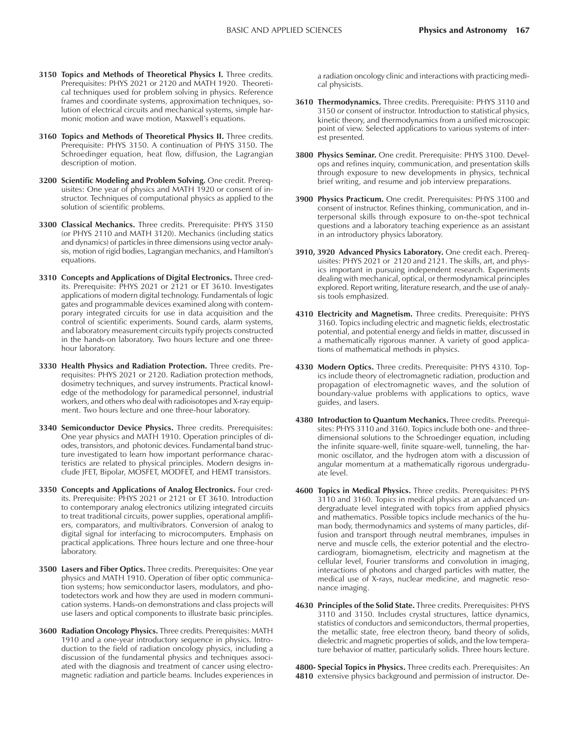**3150 Topics and Methods of Theoretical Physics I.** Three credits. Prerequisites: PHYS 2021 or 2120 and MATH 1920. Theoretical techniques used for problem solving in physics. Reference frames and coordinate systems, approximation techniques, solution of electrical circuits and mechanical systems, simple harmonic motion and wave motion, Maxwell's equations.

**3160 Topics and Methods of Theoretical Physics II.** Three credits. Prerequisite: PHYS 3150. A continuation of PHYS 3150. The Schroedinger equation, heat flow, diffusion, the Lagrangian description of motion.

**3200 Scientific Modeling and Problem Solving.** One credit. Prerequisites: One year of physics and MATH 1920 or consent of instructor. Techniques of computational physics as applied to the solution of scientific problems.

**3300 Classical Mechanics.** Three credits. Prerequisite: PHYS 3150 (or PHYS 2110 and MATH 3120). Mechanics (including statics and dynamics) of particles in three dimensions using vector analysis, motion of rigid bodies, Lagrangian mechanics, and Hamilton's equations.

**3310 Concepts and Applications of Digital Electronics.** Three credits. Prerequisite: PHYS 2021 or 2121 or ET 3610. Investigates applications of modern digital technology. Fundamentals of logic gates and programmable devices examined along with contemporary integrated circuits for use in data acquisition and the control of scientific experiments. Sound cards, alarm systems, and laboratory measurement circuits typify projects constructed in the hands-on laboratory. Two hours lecture and one three-hour laboratory.

**3330 Health Physics and Radiation Protection.** Three credits. Prerequisites: PHYS 2021 or 2120. Radiation protection methods, dosimetry techniques, and survey instruments. Practical knowledge of the methodology for paramedical personnel, industrial workers, and others who deal with radioisotopes and X-ray equipment. Two hours lecture and one three-hour laboratory.

**3340 Semiconductor Device Physics.** Three credits. Prerequisites: One year physics and MATH 1910. Operation principles of diodes, transistors, and photonic devices. Fundamental band structure investigated to learn how important performance characteristics are related to physical principles. Modern designs include JFET, Bipolar, MOSFET, MODFET, and HEMT transistors.

**3350 Concepts and Applications of Analog Electronics.** Four credits. Prerequisite: PHYS 2021 or 2121 or ET 3610. Introduction to contemporary analog electronics utilizing integrated circuits to treat traditional circuits, power supplies, operational amplifiers, comparators, and multivibrators. Conversion of analog to digital signal for interfacing to microcomputers. Emphasis on practical applications. Three hours lecture and one three-hour laboratory.

**3500 Lasers and Fiber Optics.** Three credits. Prerequisites: One year physics and MATH 1910. Operation of fiber optic communication systems; how semiconductor lasers, modulators, and photodetectors work and how they are used in modern communication systems. Hands-on demonstrations and class projects will use lasers and optical components to illustrate basic principles.

**3600 Radiation Oncology Physics.** Three credits. Prerequisites: MATH 1910 and a one-year introductory sequence in physics. Introduction to the field of radiation oncology physics, including a discussion of the fundamental physics and techniques associated with the diagnosis and treatment of cancer using electromagnetic radiation and particle beams. Includes experiences in a radiation oncology clinic and interactions with practicing medical physicists.

**3610 Thermodynamics.** Three credits. Prerequisite: PHYS 3110 and 3150 or consent of instructor. Introduction to statistical physics, kinetic theory, and thermodynamics from a unified microscopic point of view. Selected applications to various systems of interest presented.

**3800 Physics Seminar.** One credit. Prerequisite: PHYS 3100. Develops and refines inquiry, communication, and presentation skills through exposure to new developments in physics, technical brief writing, and resume and job interview preparations.

**3900 Physics Practicum.** One credit. Prerequisites: PHYS 3100 and consent of instructor. Refines thinking, communication, and interpersonal skills through exposure to on-the-spot technical questions and a laboratory teaching experience as an assistant in an introductory physics laboratory.

**3910, 3920 Advanced Physics Laboratory.** One credit each. Prerequisites: PHYS 2021 or 2120 and 2121. The skills, art, and physics important in pursuing independent research. Experiments dealing with mechanical, optical, or thermodynamical principles explored. Report writing, literature research, and the use of analysis tools emphasized.

**4310 Electricity and Magnetism.** Three credits. Prerequisite: PHYS 3160. Topics including electric and magnetic fields, electrostatic potential, and potential energy and fields in matter, discussed in a mathematically rigorous manner. A variety of good applications of mathematical methods in physics.

**4330 Modern Optics.** Three credits. Prerequisite: PHYS 4310. Topics include theory of electromagnetic radiation, production and propagation of electromagnetic waves, and the solution of boundary-value problems with applications to optics, wave guides, and lasers.

**4380 Introduction to Quantum Mechanics.** Three credits. Prerequisites: PHYS 3110 and 3160. Topics include both one- and three-dimensional solutions to the Schroedinger equation, including the infinite square-well, finite square-well, tunneling, the harmonic oscillator, and the hydrogen atom with a discussion of angular momentum at a mathematically rigorous undergraduate level.

**4600 Topics in Medical Physics.** Three credits. Prerequisites: PHYS 3110 and 3160. Topics in medical physics at an advanced undergraduate level integrated with topics from applied physics and mathematics. Possible topics include mechanics of the human body, thermodynamics and systems of many particles, diffusion and transport through neutral membranes, impulses in nerve and muscle cells, the exterior potential and the electrocardiogram, biomagnetism, electricity and magnetism at the cellular level, Fourier transforms and convolution in imaging, interactions of photons and charged particles with matter, the medical use of X-rays, nuclear medicine, and magnetic resonance imaging.

**4630 Principles of the Solid State.** Three credits. Prerequisites: PHYS 3110 and 3150. Includes crystal structures, lattice dynamics, statistics of conductors and semiconductors, thermal properties, the metallic state, free electron theory, band theory of solids, dielectric and magnetic properties of solids, and the low temperature behavior of matter, particularly solids. Three hours lecture.

**4800-4810 Special Topics in Physics.** Three credits each. Prerequisites: An extensive physics background and permission of instructor. De-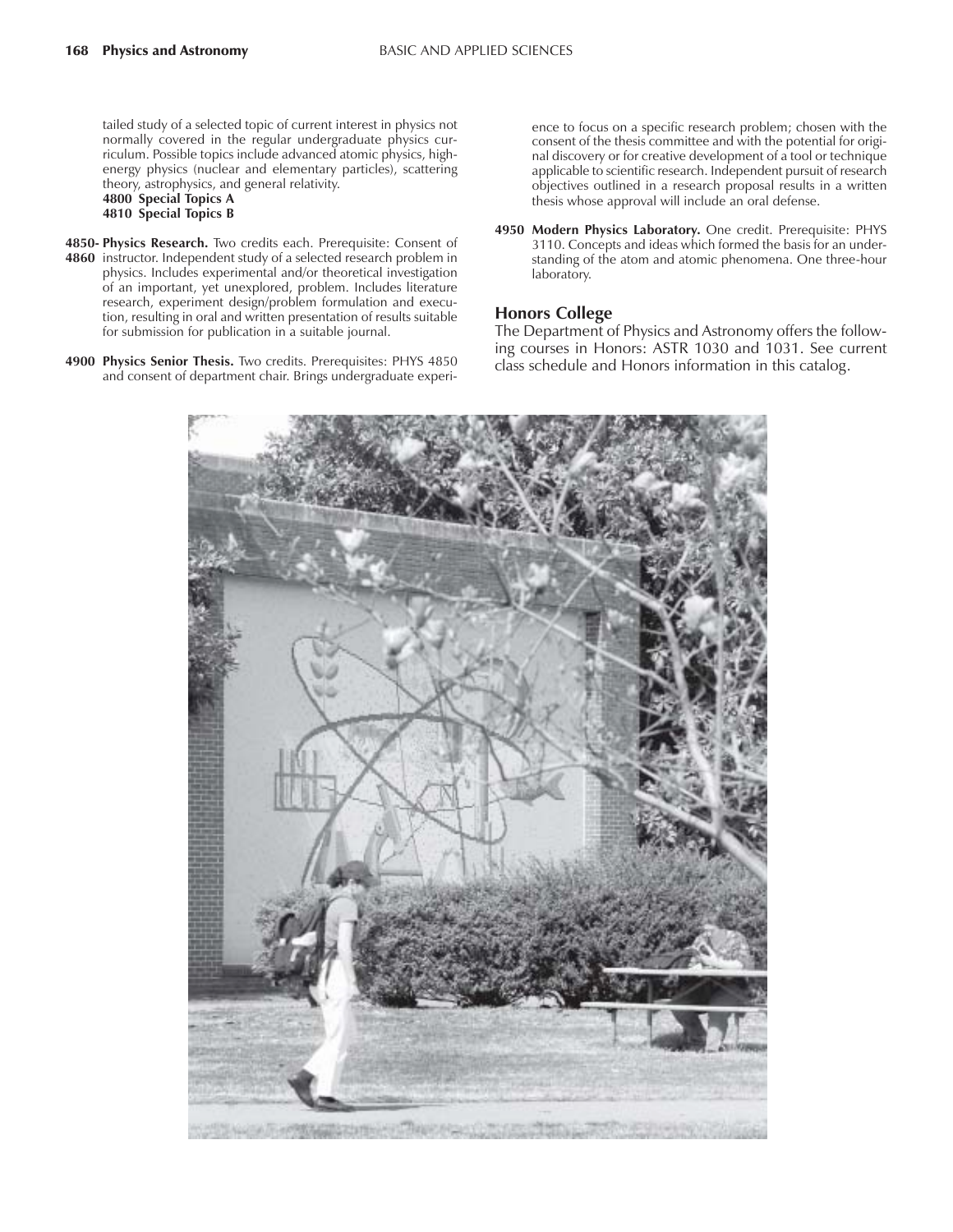tailed study of a selected topic of current interest in physics not normally covered in the regular undergraduate physics curriculum. Possible topics include advanced atomic physics, high-energy physics (nuclear and elementary particles), scattering theory, astrophysics, and general relativity.
**4800 Special Topics A**
**4810 Special Topics B**

**4850-4860 Physics Research.** Two credits each. Prerequisite: Consent of instructor. Independent study of a selected research problem in physics. Includes experimental and/or theoretical investigation of an important, yet unexplored, problem. Includes literature research, experiment design/problem formulation and execution, resulting in oral and written presentation of results suitable for submission for publication in a suitable journal.

**4900 Physics Senior Thesis.** Two credits. Prerequisites: PHYS 4850 and consent of department chair. Brings undergraduate experience to focus on a specific research problem; chosen with the consent of the thesis committee and with the potential for original discovery or for creative development of a tool or technique applicable to scientific research. Independent pursuit of research objectives outlined in a research proposal results in a written thesis whose approval will include an oral defense.

**4950 Modern Physics Laboratory.** One credit. Prerequisite: PHYS 3110. Concepts and ideas which formed the basis for an understanding of the atom and atomic phenomena. One three-hour laboratory.

## Honors College

The Department of Physics and Astronomy offers the following courses in Honors: ASTR 1030 and 1031. See current class schedule and Honors information in this catalog.